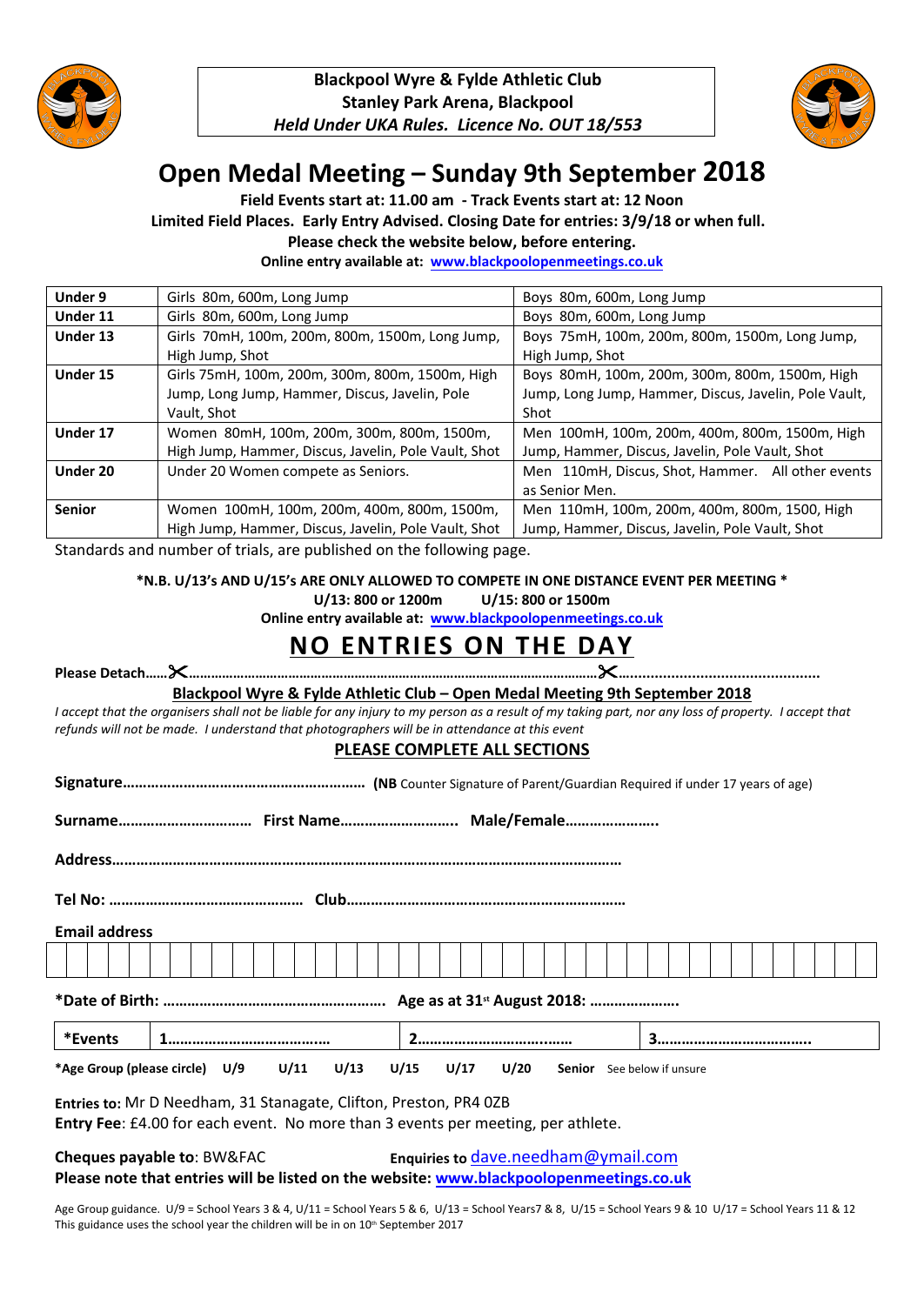**Blackpool Wyre & Fylde Athletic Club**
**Stanley Park Arena, Blackpool**
***Held Under UKA Rules. Licence No. OUT 18/553***

# Open Medal Meeting – Sunday 9th September 2018

**Field Events start at: 11.00 am - Track Events start at: 12 Noon**

**Limited Field Places. Early Entry Advised. Closing Date for entries: 3/9/18 or when full.**

**Please check the website below, before entering.**

**Online entry available at: www.blackpoolopenmeetings.co.uk**

| | | |
|---|---|---|
| **Under 9** | Girls 80m, 600m, Long Jump | Boys 80m, 600m, Long Jump |
| **Under 11** | Girls 80m, 600m, Long Jump | Boys 80m, 600m, Long Jump |
| **Under 13** | Girls 70mH, 100m, 200m, 800m, 1500m, Long Jump, High Jump, Shot | Boys 75mH, 100m, 200m, 800m, 1500m, Long Jump, High Jump, Shot |
| **Under 15** | Girls 75mH, 100m, 200m, 300m, 800m, 1500m, High Jump, Long Jump, Hammer, Discus, Javelin, Pole Vault, Shot | Boys 80mH, 100m, 200m, 300m, 800m, 1500m, High Jump, Long Jump, Hammer, Discus, Javelin, Pole Vault, Shot |
| **Under 17** | Women 80mH, 100m, 200m, 300m, 800m, 1500m, High Jump, Hammer, Discus, Javelin, Pole Vault, Shot | Men 100mH, 100m, 200m, 400m, 800m, 1500m, High Jump, Hammer, Discus, Javelin, Pole Vault, Shot |
| **Under 20** | Under 20 Women compete as Seniors. | Men 110mH, Discus, Shot, Hammer. All other events as Senior Men. |
| **Senior** | Women 100mH, 100m, 200m, 400m, 800m, 1500m, High Jump, Hammer, Discus, Javelin, Pole Vault, Shot | Men 110mH, 100m, 200m, 400m, 800m, 1500, High Jump, Hammer, Discus, Javelin, Pole Vault, Shot |

Standards and number of trials, are published on the following page.

**\*N.B. U/13's AND U/15's ARE ONLY ALLOWED TO COMPETE IN ONE DISTANCE EVENT PER MEETING \***

**U/13: 800 or 1200m U/15: 800 or 1500m**

**Online entry available at: www.blackpoolopenmeetings.co.uk**

## NO ENTRIES ON THE DAY

**Please Detach……✂……………………………………………………………………………………………………✂……………………………………………**

**Blackpool Wyre & Fylde Athletic Club – Open Medal Meeting 9th September 2018**

*I accept that the organisers shall not be liable for any injury to my person as a result of my taking part, nor any loss of property. I accept that refunds will not be made. I understand that photographers will be in attendance at this event*

**PLEASE COMPLETE ALL SECTIONS**

**Signature……………………………………………………** (**NB** Counter Signature of Parent/Guardian Required if under 17 years of age)

**Surname…………………………… First Name……………………….. Male/Female…………………..**

**Address………………………………………………………………………………………………………………**

**Tel No: ………………………………………… Club……………………………………………………………**

**Email address**

**\*Date of Birth: ……………………………………………… Age as at 31st August 2018: …………………..**

| **\*Events** | **1…………………………………** | **2……………………………..…** | **3………………………………..** |
|---|---|---|---|

**\*Age Group (please circle) U/9 U/11 U/13 U/15 U/17 U/20 Senior** See below if unsure

**Entries to:** Mr D Needham, 31 Stanagate, Clifton, Preston, PR4 0ZB

**Entry Fee**: £4.00 for each event. No more than 3 events per meeting, per athlete.

**Cheques payable to**: BW&FAC **Enquiries to** dave.needham@ymail.com

**Please note that entries will be listed on the website: www.blackpoolopenmeetings.co.uk**

Age Group guidance. U/9 = School Years 3 & 4, U/11 = School Years 5 & 6, U/13 = School Years7 & 8, U/15 = School Years 9 & 10 U/17 = School Years 11 & 12
This guidance uses the school year the children will be in on 10th September 2017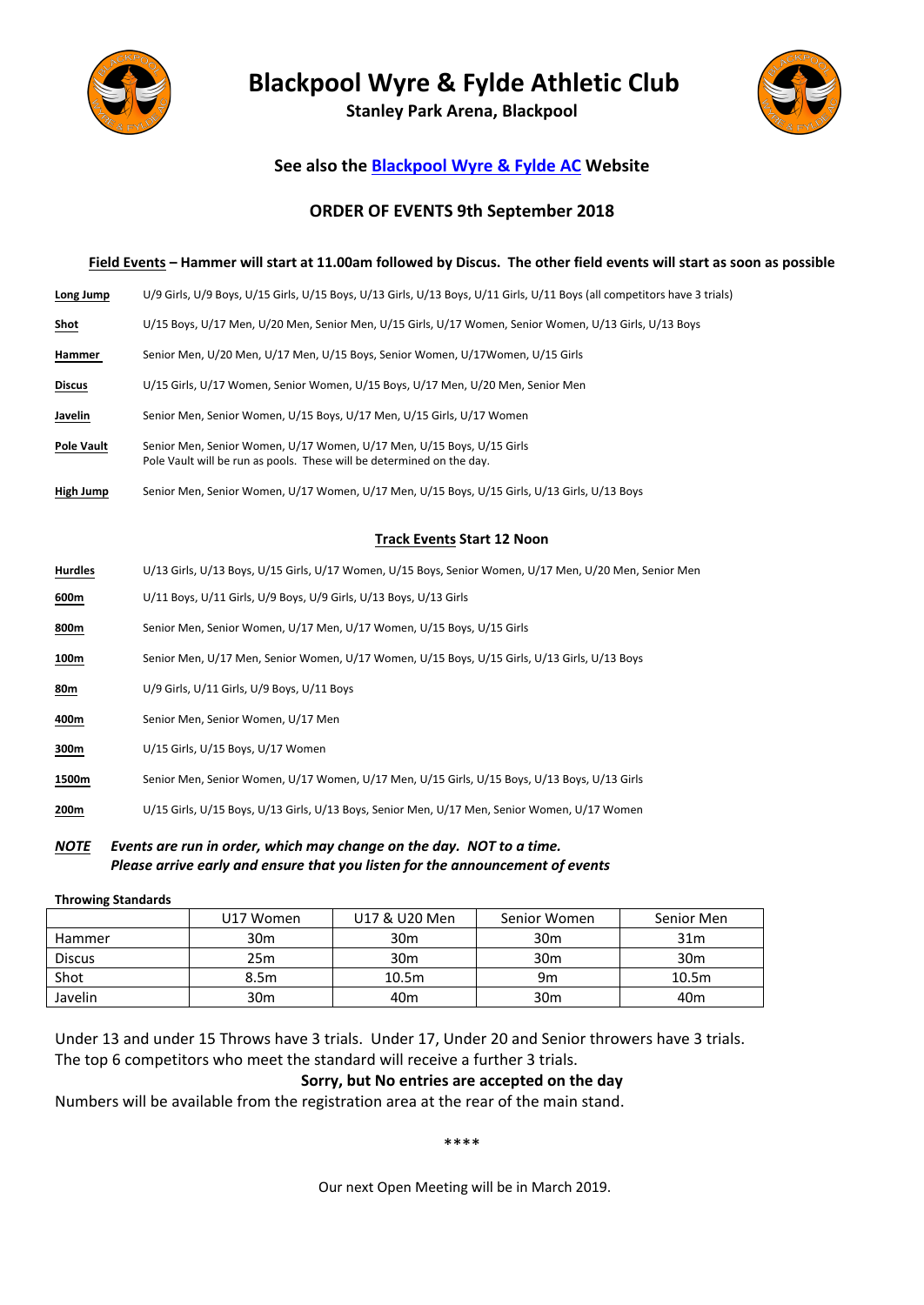# Blackpool Wyre & Fylde Athletic Club

**Stanley Park Arena, Blackpool**

**See also the [Blackpool Wyre & Fylde AC](#) Website**

## ORDER OF EVENTS 9th September 2018

**Field Events – Hammer will start at 11.00am followed by Discus. The other field events will start as soon as possible**

**Long Jump** U/9 Girls, U/9 Boys, U/15 Girls, U/15 Boys, U/13 Girls, U/13 Boys, U/11 Girls, U/11 Boys (all competitors have 3 trials)

**Shot** U/15 Boys, U/17 Men, U/20 Men, Senior Men, U/15 Girls, U/17 Women, Senior Women, U/13 Girls, U/13 Boys

**Hammer** Senior Men, U/20 Men, U/17 Men, U/15 Boys, Senior Women, U/17Women, U/15 Girls

**Discus** U/15 Girls, U/17 Women, Senior Women, U/15 Boys, U/17 Men, U/20 Men, Senior Men

**Javelin** Senior Men, Senior Women, U/15 Boys, U/17 Men, U/15 Girls, U/17 Women

**Pole Vault** Senior Men, Senior Women, U/17 Women, U/17 Men, U/15 Boys, U/15 Girls
Pole Vault will be run as pools. These will be determined on the day.

**High Jump** Senior Men, Senior Women, U/17 Women, U/17 Men, U/15 Boys, U/15 Girls, U/13 Girls, U/13 Boys

**Track Events Start 12 Noon**

**Hurdles** U/13 Girls, U/13 Boys, U/15 Girls, U/17 Women, U/15 Boys, Senior Women, U/17 Men, U/20 Men, Senior Men

**600m** U/11 Boys, U/11 Girls, U/9 Boys, U/9 Girls, U/13 Boys, U/13 Girls

**800m** Senior Men, Senior Women, U/17 Men, U/17 Women, U/15 Boys, U/15 Girls

**100m** Senior Men, U/17 Men, Senior Women, U/17 Women, U/15 Boys, U/15 Girls, U/13 Girls, U/13 Boys

**80m** U/9 Girls, U/11 Girls, U/9 Boys, U/11 Boys

**400m** Senior Men, Senior Women, U/17 Men

**300m** U/15 Girls, U/15 Boys, U/17 Women

**1500m** Senior Men, Senior Women, U/17 Women, U/17 Men, U/15 Girls, U/15 Boys, U/13 Boys, U/13 Girls

**200m** U/15 Girls, U/15 Boys, U/13 Girls, U/13 Boys, Senior Men, U/17 Men, Senior Women, U/17 Women

***NOTE*** *Events are run in order, which may change on the day. NOT to a time.*
*Please arrive early and ensure that you listen for the announcement of events*

**Throwing Standards**

| | U17 Women | U17 & U20 Men | Senior Women | Senior Men |
|---|---|---|---|---|
| Hammer | 30m | 30m | 30m | 31m |
| Discus | 25m | 30m | 30m | 30m |
| Shot | 8.5m | 10.5m | 9m | 10.5m |
| Javelin | 30m | 40m | 30m | 40m |

Under 13 and under 15 Throws have 3 trials. Under 17, Under 20 and Senior throwers have 3 trials. The top 6 competitors who meet the standard will receive a further 3 trials.

**Sorry, but No entries are accepted on the day**

Numbers will be available from the registration area at the rear of the main stand.

****

Our next Open Meeting will be in March 2019.